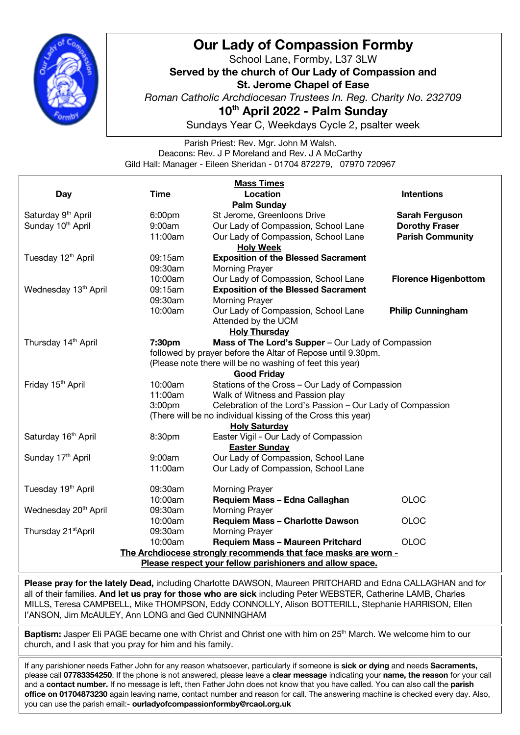# Our Lady of Compassion Formby

School Lane, Formby, L37 3LW

**Served by the church of Our Lady of Compassion and**
**St. Jerome Chapel of Ease**

*Roman Catholic Archdiocesan Trustees In. Reg. Charity No. 232709*

## 10th April 2022 - Palm Sunday

Sundays Year C, Weekdays Cycle 2, psalter week

Parish Priest: Rev. Mgr. John M Walsh.
Deacons: Rev. J P Moreland and Rev. J A McCarthy
Gild Hall: Manager - Eileen Sheridan - 01704 872279, 07970 720967

**Mass Times**

| Day | Time | Location | Intentions |
|---|---|---|---|
| | | **Palm Sunday** | |
| Saturday 9th April | 6:00pm | St Jerome, Greenloons Drive | **Sarah Ferguson** |
| Sunday 10th April | 9:00am | Our Lady of Compassion, School Lane | **Dorothy Fraser** |
| | 11:00am | Our Lady of Compassion, School Lane | **Parish Community** |
| | | **Holy Week** | |
| Tuesday 12th April | 09:15am | **Exposition of the Blessed Sacrament** | |
| | 09:30am | Morning Prayer | |
| | 10:00am | Our Lady of Compassion, School Lane | **Florence Higenbottom** |
| Wednesday 13th April | 09:15am | **Exposition of the Blessed Sacrament** | |
| | 09:30am | Morning Prayer | |
| | 10:00am | Our Lady of Compassion, School Lane Attended by the UCM | **Philip Cunningham** |
| | | **Holy Thursday** | |
| Thursday 14th April | **7:30pm** | **Mass of The Lord's Supper** – Our Lady of Compassion | |
| | followed by prayer before the Altar of Repose until 9.30pm. (Please note there will be no washing of feet this year) | | |
| | | **Good Friday** | |
| Friday 15th April | 10:00am | Stations of the Cross – Our Lady of Compassion | |
| | 11:00am | Walk of Witness and Passion play | |
| | 3:00pm | Celebration of the Lord's Passion – Our Lady of Compassion | |
| | (There will be no individual kissing of the Cross this year) | | |
| | | **Holy Saturday** | |
| Saturday 16th April | 8:30pm | Easter Vigil - Our Lady of Compassion | |
| | | **Easter Sunday** | |
| Sunday 17th April | 9:00am | Our Lady of Compassion, School Lane | |
| | 11:00am | Our Lady of Compassion, School Lane | |
| Tuesday 19th April | 09:30am | Morning Prayer | |
| | 10:00am | **Requiem Mass – Edna Callaghan** | OLOC |
| Wednesday 20th April | 09:30am | Morning Prayer | |
| | 10:00am | **Requiem Mass – Charlotte Dawson** | OLOC |
| Thursday 21st April | 09:30am | Morning Prayer | |
| | 10:00am | **Requiem Mass – Maureen Pritchard** | OLOC |

**The Archdiocese strongly recommends that face masks are worn -**
**Please respect your fellow parishioners and allow space.**

**Please pray for the lately Dead,** including Charlotte DAWSON, Maureen PRITCHARD and Edna CALLAGHAN and for all of their families. **And let us pray for those who are sick** including Peter WEBSTER, Catherine LAMB, Charles MILLS, Teresa CAMPBELL, Mike THOMPSON, Eddy CONNOLLY, Alison BOTTERILL, Stephanie HARRISON, Ellen I'ANSON, Jim McAULEY, Ann LONG and Ged CUNNINGHAM

**Baptism:** Jasper Eli PAGE became one with Christ and Christ one with him on 25th March. We welcome him to our church, and I ask that you pray for him and his family.

If any parishioner needs Father John for any reason whatsoever, particularly if someone is **sick or dying** and needs **Sacraments,** please call **07783354250**. If the phone is not answered, please leave a **clear message** indicating your **name, the reason** for your call and a **contact number.** If no message is left, then Father John does not know that you have called. You can also call the **parish office on 01704873230** again leaving name, contact number and reason for call. The answering machine is checked every day. Also, you can use the parish email:- **ourladyofcompassionformby@rcaol.org.uk**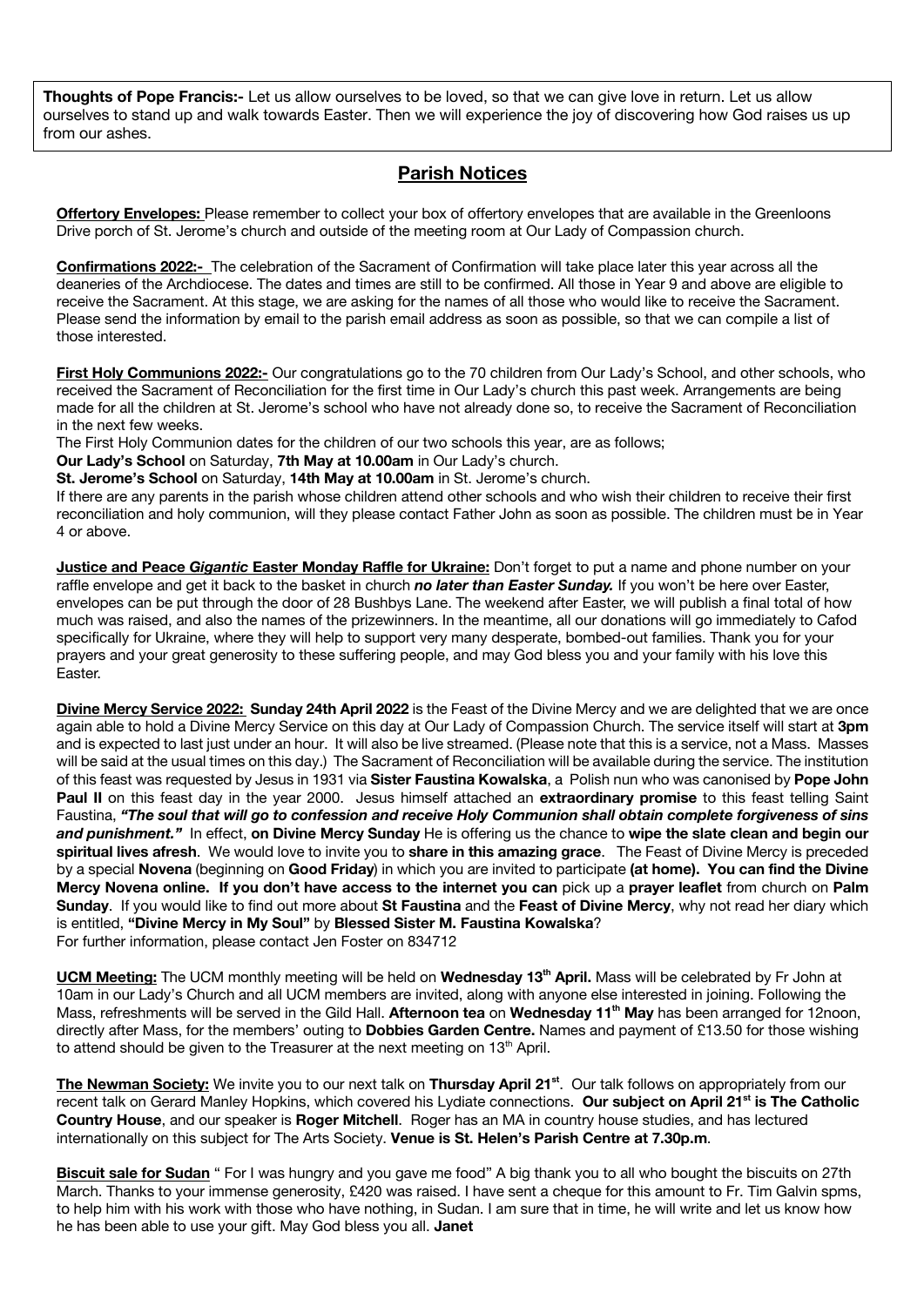**Thoughts of Pope Francis:-** Let us allow ourselves to be loved, so that we can give love in return. Let us allow ourselves to stand up and walk towards Easter. Then we will experience the joy of discovering how God raises us up from our ashes.

## Parish Notices

**Offertory Envelopes:** Please remember to collect your box of offertory envelopes that are available in the Greenloons Drive porch of St. Jerome's church and outside of the meeting room at Our Lady of Compassion church.

**Confirmations 2022:-** The celebration of the Sacrament of Confirmation will take place later this year across all the deaneries of the Archdiocese. The dates and times are still to be confirmed. All those in Year 9 and above are eligible to receive the Sacrament. At this stage, we are asking for the names of all those who would like to receive the Sacrament. Please send the information by email to the parish email address as soon as possible, so that we can compile a list of those interested.

**First Holy Communions 2022:-** Our congratulations go to the 70 children from Our Lady's School, and other schools, who received the Sacrament of Reconciliation for the first time in Our Lady's church this past week. Arrangements are being made for all the children at St. Jerome's school who have not already done so, to receive the Sacrament of Reconciliation in the next few weeks.

The First Holy Communion dates for the children of our two schools this year, are as follows;

**Our Lady's School** on Saturday, **7th May at 10.00am** in Our Lady's church.

**St. Jerome's School** on Saturday, **14th May at 10.00am** in St. Jerome's church.

If there are any parents in the parish whose children attend other schools and who wish their children to receive their first reconciliation and holy communion, will they please contact Father John as soon as possible. The children must be in Year 4 or above.

**Justice and Peace *Gigantic* Easter Monday Raffle for Ukraine:** Don't forget to put a name and phone number on your raffle envelope and get it back to the basket in church ***no later than Easter Sunday.*** If you won't be here over Easter, envelopes can be put through the door of 28 Bushbys Lane. The weekend after Easter, we will publish a final total of how much was raised, and also the names of the prizewinners. In the meantime, all our donations will go immediately to Cafod specifically for Ukraine, where they will help to support very many desperate, bombed-out families. Thank you for your prayers and your great generosity to these suffering people, and may God bless you and your family with his love this Easter.

**Divine Mercy Service 2022: Sunday 24th April 2022** is the Feast of the Divine Mercy and we are delighted that we are once again able to hold a Divine Mercy Service on this day at Our Lady of Compassion Church. The service itself will start at **3pm** and is expected to last just under an hour. It will also be live streamed. (Please note that this is a service, not a Mass. Masses will be said at the usual times on this day.) The Sacrament of Reconciliation will be available during the service. The institution of this feast was requested by Jesus in 1931 via **Sister Faustina Kowalska**, a Polish nun who was canonised by **Pope John Paul II** on this feast day in the year 2000. Jesus himself attached an **extraordinary promise** to this feast telling Saint Faustina, ***"The soul that will go to confession and receive Holy Communion shall obtain complete forgiveness of sins and punishment."*** In effect, **on Divine Mercy Sunday** He is offering us the chance to **wipe the slate clean and begin our spiritual lives afresh**. We would love to invite you to **share in this amazing grace**. The Feast of Divine Mercy is preceded by a special **Novena** (beginning on **Good Friday**) in which you are invited to participate **(at home). You can find the Divine Mercy Novena online. If you don't have access to the internet you can** pick up a **prayer leaflet** from church on **Palm Sunday**. If you would like to find out more about **St Faustina** and the **Feast of Divine Mercy**, why not read her diary which is entitled, **"Divine Mercy in My Soul"** by **Blessed Sister M. Faustina Kowalska**?
For further information, please contact Jen Foster on 834712

**UCM Meeting:** The UCM monthly meeting will be held on **Wednesday 13th April.** Mass will be celebrated by Fr John at 10am in our Lady's Church and all UCM members are invited, along with anyone else interested in joining. Following the Mass, refreshments will be served in the Gild Hall. **Afternoon tea** on **Wednesday 11th May** has been arranged for 12noon, directly after Mass, for the members' outing to **Dobbies Garden Centre.** Names and payment of £13.50 for those wishing to attend should be given to the Treasurer at the next meeting on 13th April.

**The Newman Society:** We invite you to our next talk on **Thursday April 21st**. Our talk follows on appropriately from our recent talk on Gerard Manley Hopkins, which covered his Lydiate connections. **Our subject on April 21st is The Catholic Country House**, and our speaker is **Roger Mitchell**. Roger has an MA in country house studies, and has lectured internationally on this subject for The Arts Society. **Venue is St. Helen's Parish Centre at 7.30p.m**.

**Biscuit sale for Sudan** " For I was hungry and you gave me food" A big thank you to all who bought the biscuits on 27th March. Thanks to your immense generosity, £420 was raised. I have sent a cheque for this amount to Fr. Tim Galvin spms, to help him with his work with those who have nothing, in Sudan. I am sure that in time, he will write and let us know how he has been able to use your gift. May God bless you all. **Janet**